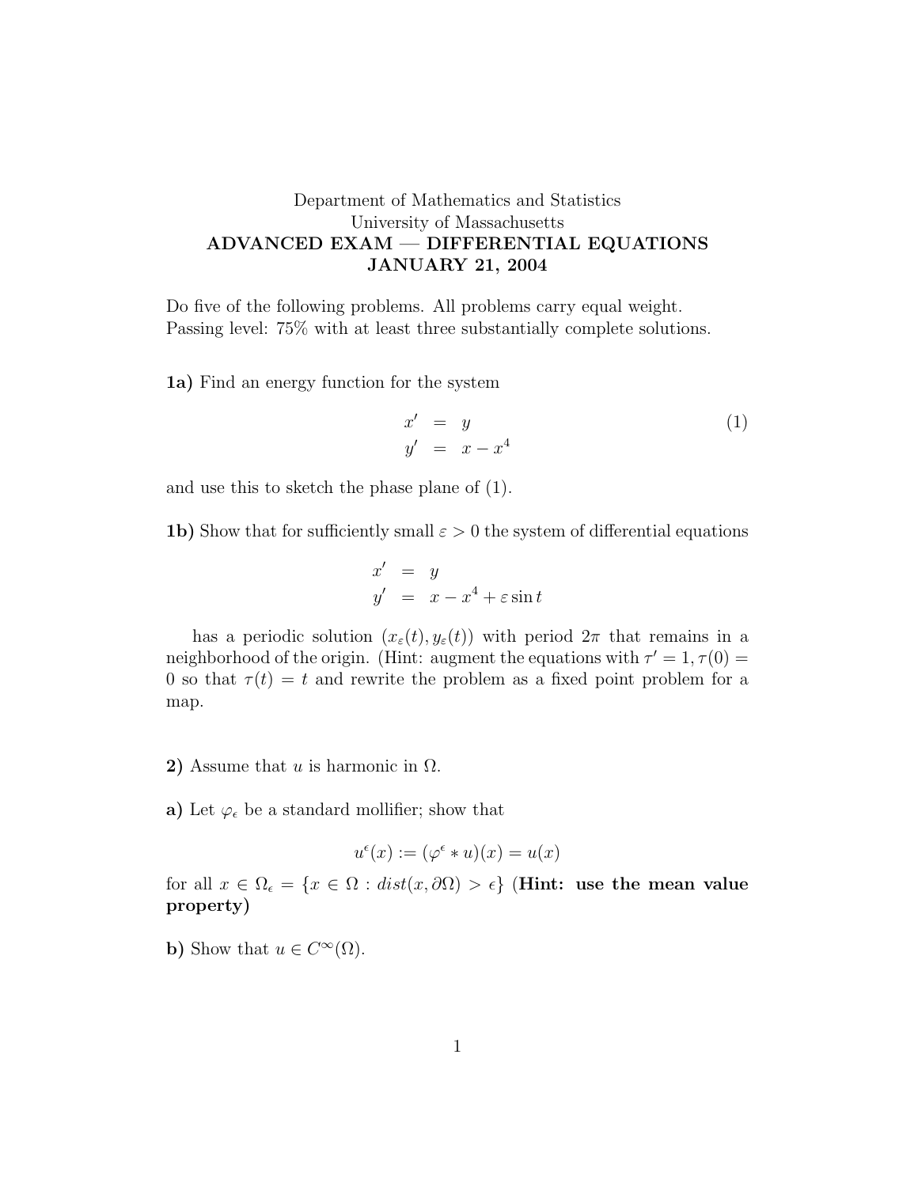Department of Mathematics and Statistics
University of Massachusetts
**ADVANCED EXAM — DIFFERENTIAL EQUATIONS**
**JANUARY 21, 2004**

Do five of the following problems. All problems carry equal weight.
Passing level: 75% with at least three substantially complete solutions.

**1a)** Find an energy function for the system

$$\begin{aligned} x' &= y \\ y' &= x - x^4 \end{aligned} \tag{1}$$

and use this to sketch the phase plane of (1).

**1b)** Show that for sufficiently small $\varepsilon > 0$ the system of differential equations

$$\begin{aligned} x' &= y \\ y' &= x - x^4 + \varepsilon \sin t \end{aligned}$$

has a periodic solution $(x_\varepsilon(t), y_\varepsilon(t))$ with period $2\pi$ that remains in a neighborhood of the origin. (Hint: augment the equations with $\tau' = 1, \tau(0) = 0$ so that $\tau(t) = t$ and rewrite the problem as a fixed point problem for a map.

**2)** Assume that $u$ is harmonic in $\Omega$.

**a)** Let $\varphi_\epsilon$ be a standard mollifier; show that

$$u^\epsilon(x) := (\varphi^\epsilon * u)(x) = u(x)$$

for all $x \in \Omega_\epsilon = \{x \in \Omega : dist(x, \partial\Omega) > \epsilon\}$ **(Hint: use the mean value property)**

**b)** Show that $u \in C^\infty(\Omega)$.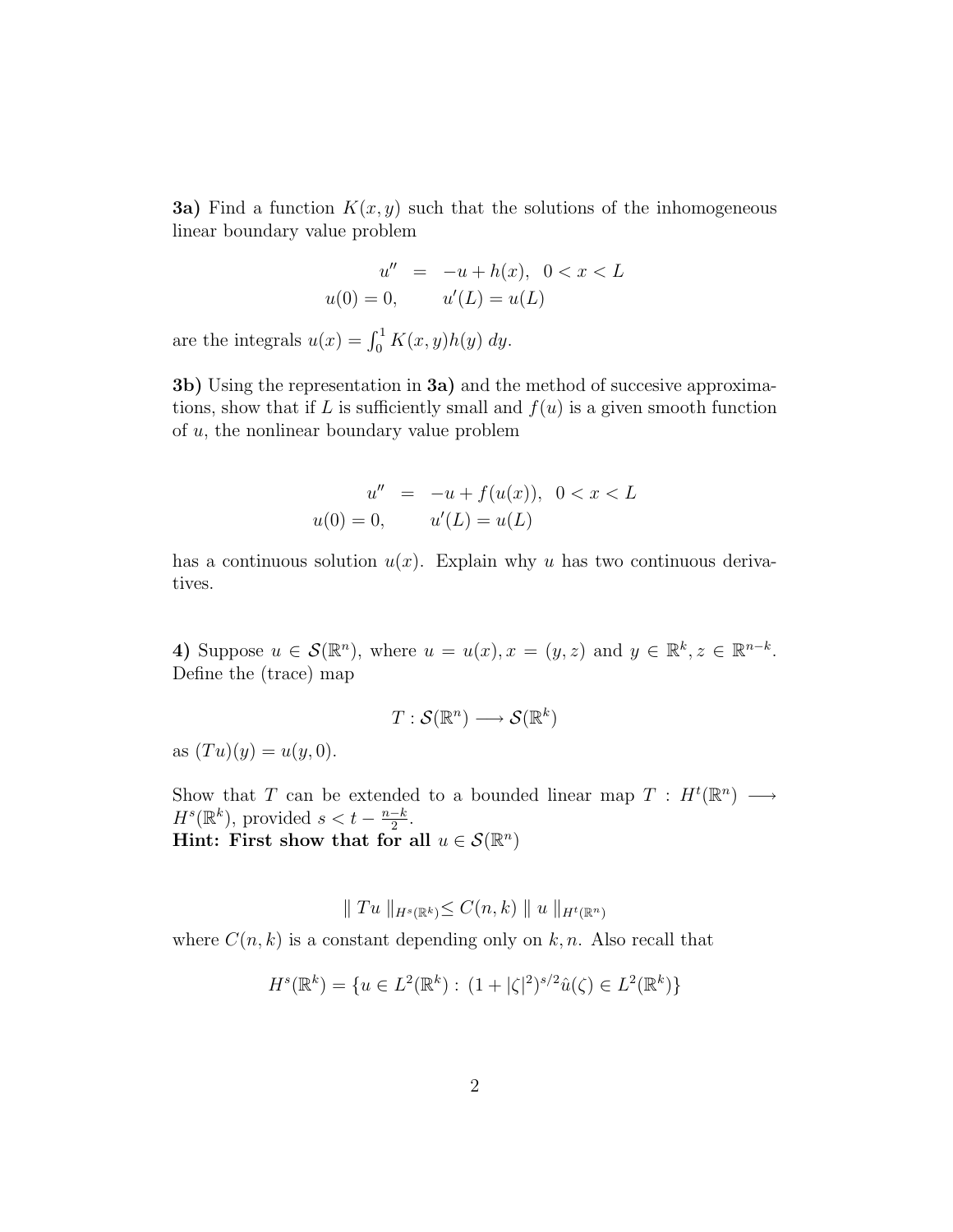**3a)** Find a function $K(x, y)$ such that the solutions of the inhomogeneous linear boundary value problem

$$
\begin{aligned}
u'' &= -u + h(x), \quad 0 < x < L \\
u(0) = 0, & \qquad u'(L) = u(L)
\end{aligned}
$$

are the integrals $u(x) = \int_0^1 K(x, y)h(y)\, dy$.

**3b)** Using the representation in **3a)** and the method of succesive approximations, show that if $L$ is sufficiently small and $f(u)$ is a given smooth function of $u$, the nonlinear boundary value problem

$$
\begin{aligned}
u'' &= -u + f(u(x)), \quad 0 < x < L \\
u(0) = 0, & \qquad u'(L) = u(L)
\end{aligned}
$$

has a continuous solution $u(x)$. Explain why $u$ has two continuous derivatives.

**4)** Suppose $u \in \mathcal{S}(\mathbb{R}^n)$, where $u = u(x), x = (y, z)$ and $y \in \mathbb{R}^k, z \in \mathbb{R}^{n-k}$. Define the (trace) map

$$
T : \mathcal{S}(\mathbb{R}^n) \longrightarrow \mathcal{S}(\mathbb{R}^k)
$$

as $(Tu)(y) = u(y, 0)$.

Show that $T$ can be extended to a bounded linear map $T : H^t(\mathbb{R}^n) \longrightarrow H^s(\mathbb{R}^k)$, provided $s < t - \frac{n-k}{2}$.
**Hint: First show that for all** $u \in \mathcal{S}(\mathbb{R}^n)$

$$
\| Tu \|_{H^s(\mathbb{R}^k)} \leq C(n, k) \| u \|_{H^t(\mathbb{R}^n)}
$$

where $C(n, k)$ is a constant depending only on $k, n$. Also recall that

$$
H^s(\mathbb{R}^k) = \{u \in L^2(\mathbb{R}^k) : (1 + |\zeta|^2)^{s/2} \hat{u}(\zeta) \in L^2(\mathbb{R}^k)\}
$$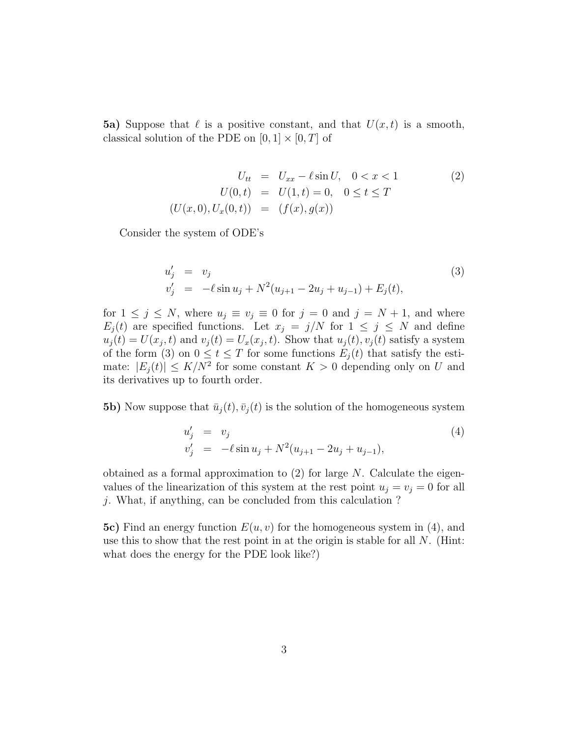**5a)** Suppose that $\ell$ is a positive constant, and that $U(x,t)$ is a smooth, classical solution of the PDE on $[0,1] \times [0,T]$ of

$$
\begin{aligned}
U_{tt} &= U_{xx} - \ell \sin U, \quad 0 < x < 1 \\
U(0,t) &= U(1,t) = 0, \quad 0 \le t \le T \\
(U(x,0), U_x(0,t)) &= (f(x), g(x))
\end{aligned}
\tag{2}
$$

Consider the system of ODE's

$$
\begin{aligned}
u_j' &= v_j \\
v_j' &= -\ell \sin u_j + N^2(u_{j+1} - 2u_j + u_{j-1}) + E_j(t),
\end{aligned}
\tag{3}
$$

for $1 \le j \le N$, where $u_j \equiv v_j \equiv 0$ for $j = 0$ and $j = N+1$, and where $E_j(t)$ are specified functions. Let $x_j = j/N$ for $1 \le j \le N$ and define $u_j(t) = U(x_j, t)$ and $v_j(t) = U_x(x_j, t)$. Show that $u_j(t), v_j(t)$ satisfy a system of the form (3) on $0 \le t \le T$ for some functions $E_j(t)$ that satisfy the estimate: $|E_j(t)| \le K/N^2$ for some constant $K > 0$ depending only on $U$ and its derivatives up to fourth order.

**5b)** Now suppose that $\bar{u}_j(t), \bar{v}_j(t)$ is the solution of the homogeneous system

$$
\begin{aligned}
u_j' &= v_j \\
v_j' &= -\ell \sin u_j + N^2(u_{j+1} - 2u_j + u_{j-1}),
\end{aligned}
\tag{4}
$$

obtained as a formal approximation to (2) for large $N$. Calculate the eigenvalues of the linearization of this system at the rest point $u_j = v_j = 0$ for all $j$. What, if anything, can be concluded from this calculation ?

**5c)** Find an energy function $E(u,v)$ for the homogeneous system in (4), and use this to show that the rest point in at the origin is stable for all $N$. (Hint: what does the energy for the PDE look like?)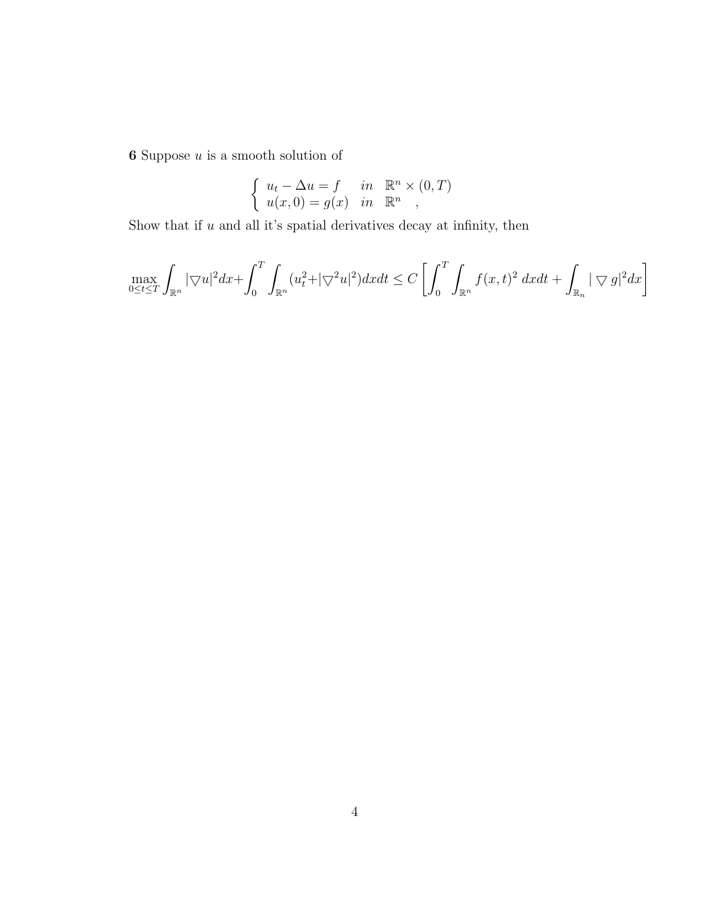**6** Suppose $u$ is a smooth solution of

$$\begin{cases} u_t - \Delta u = f & in \quad \mathbb{R}^n \times (0, T) \\ u(x, 0) = g(x) & in \quad \mathbb{R}^n \end{cases},$$

Show that if $u$ and all it's spatial derivatives decay at infinity, then

$$\max_{0 \leq t \leq T} \int_{\mathbb{R}^n} |\bigtriangledown u|^2 dx + \int_0^T \int_{\mathbb{R}^n} (u_t^2 + |\bigtriangledown^2 u|^2) dx dt \leq C \left[ \int_0^T \int_{\mathbb{R}^n} f(x,t)^2 \, dx dt + \int_{\mathbb{R}_n} | \bigtriangledown g|^2 dx \right]$$